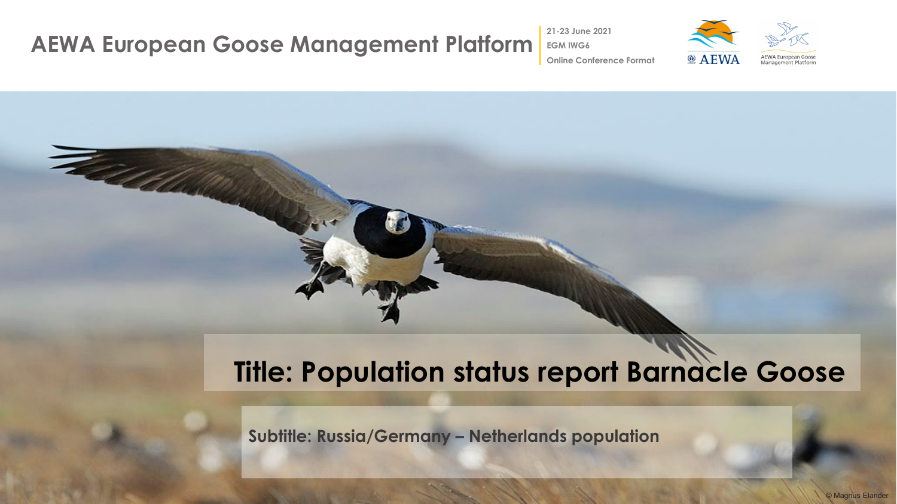AEWA European Goose Management Platform

21-23 June 2021
EGM IWG6
Online Conference Format

# Title: Population status report Barnacle Goose

## Subtitle: Russia/Germany – Netherlands population

© Magnus Elander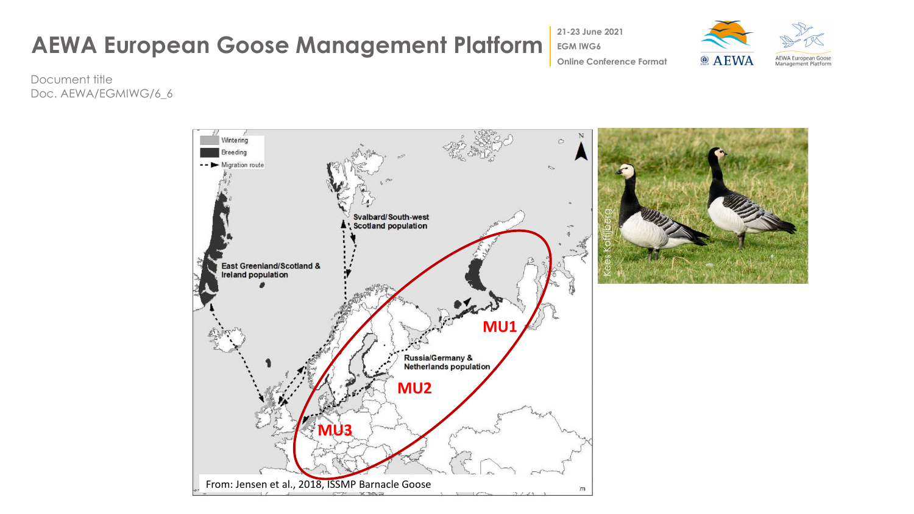# AEWA European Goose Management Platform

21-23 June 2021
EGM IWG6
Online Conference Format

Document title
Doc. AEWA/EGMIWG/6_6

Wintering
Breeding
Migration route

Svalbard/South-west Scotland population

East Greenland/Scotland & Ireland population

Russia/Germany & Netherlands population

MU1

MU2

MU3

From: Jensen et al., 2018, ISSMP Barnacle Goose

Kees Koffijberg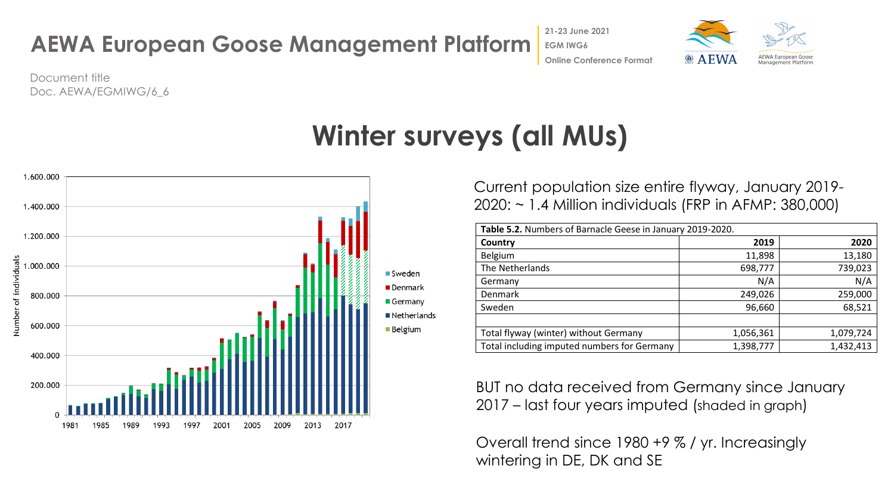# Winter surveys (all MUs)

Current population size entire flyway, January 2019-2020: ~ 1.4 Million individuals (FRP in AFMP: 380,000)

| **Table 5.2.** Numbers of Barnacle Geese in January 2019-2020. | | |
|---|---|---|
| **Country** | **2019** | **2020** |
| Belgium | 11,898 | 13,180 |
| The Netherlands | 698,777 | 739,023 |
| Germany | N/A | N/A |
| Denmark | 249,026 | 259,000 |
| Sweden | 96,660 | 68,521 |
| | | |
| Total flyway (winter) without Germany | 1,056,361 | 1,079,724 |
| Total including imputed numbers for Germany | 1,398,777 | 1,432,413 |

BUT no data received from Germany since January 2017 – last four years imputed (shaded in graph)

Overall trend since 1980 +9 % / yr. Increasingly wintering in DE, DK and SE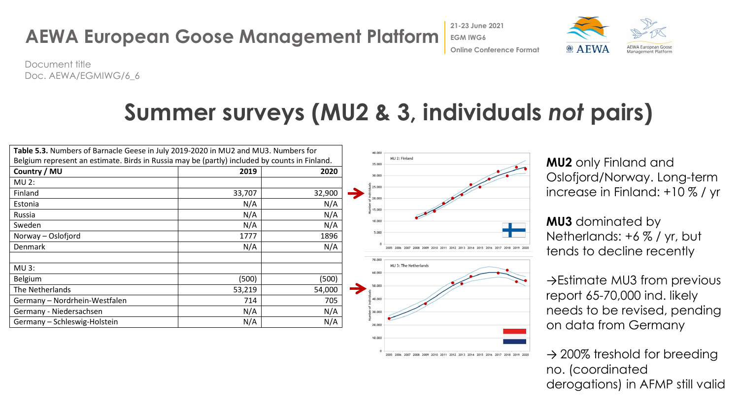Document title
Doc. AEWA/EGMIWG/6_6

# Summer surveys (MU2 & 3, individuals *not* pairs)

**Table 5.3.** Numbers of Barnacle Geese in July 2019-2020 in MU2 and MU3. Numbers for Belgium represent an estimate. Birds in Russia may be (partly) included by counts in Finland.

| Country / MU | 2019 | 2020 |
|---|---|---|
| MU 2: | | |
| Finland | 33,707 | 32,900 |
| Estonia | N/A | N/A |
| Russia | N/A | N/A |
| Sweden | N/A | N/A |
| Norway – Oslofjord | 1777 | 1896 |
| Denmark | N/A | N/A |
| | | |
| MU 3: | | |
| Belgium | (500) | (500) |
| The Netherlands | 53,219 | 54,000 |
| Germany – Nordrhein-Westfalen | 714 | 705 |
| Germany - Niedersachsen | N/A | N/A |
| Germany – Schleswig-Holstein | N/A | N/A |

**MU2** only Finland and Oslofjord/Norway. Long-term increase in Finland: +10 % / yr

**MU3** dominated by Netherlands: +6 % / yr, but tends to decline recently

→Estimate MU3 from previous report 65-70,000 ind. likely needs to be revised, pending on data from Germany

→ 200% treshold for breeding no. (coordinated derogations) in AFMP still valid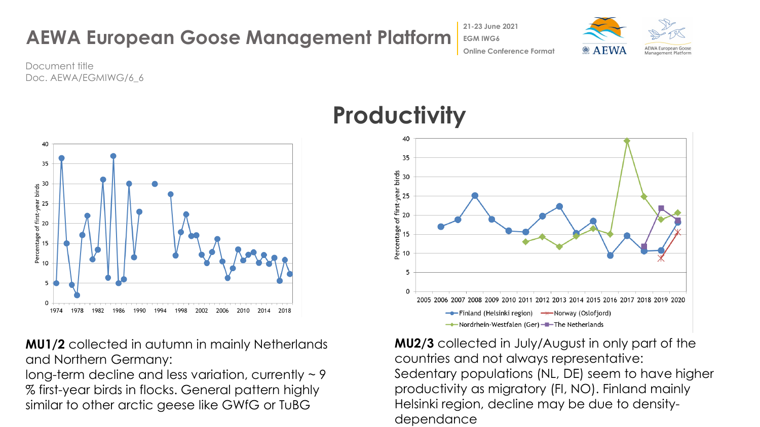# AEWA European Goose Management Platform

21-23 June 2021
EGM IWG6
Online Conference Format

Document title
Doc. AEWA/EGMIWG/6_6

## Productivity

**MU1/2** collected in autumn in mainly Netherlands and Northern Germany:
long-term decline and less variation, currently ~ 9 % first-year birds in flocks. General pattern highly similar to other arctic geese like GWfG or TuBG

**MU2/3** collected in July/August in only part of the countries and not always representative:
Sedentary populations (NL, DE) seem to have higher productivity as migratory (FI, NO). Finland mainly Helsinki region, decline may be due to density-dependance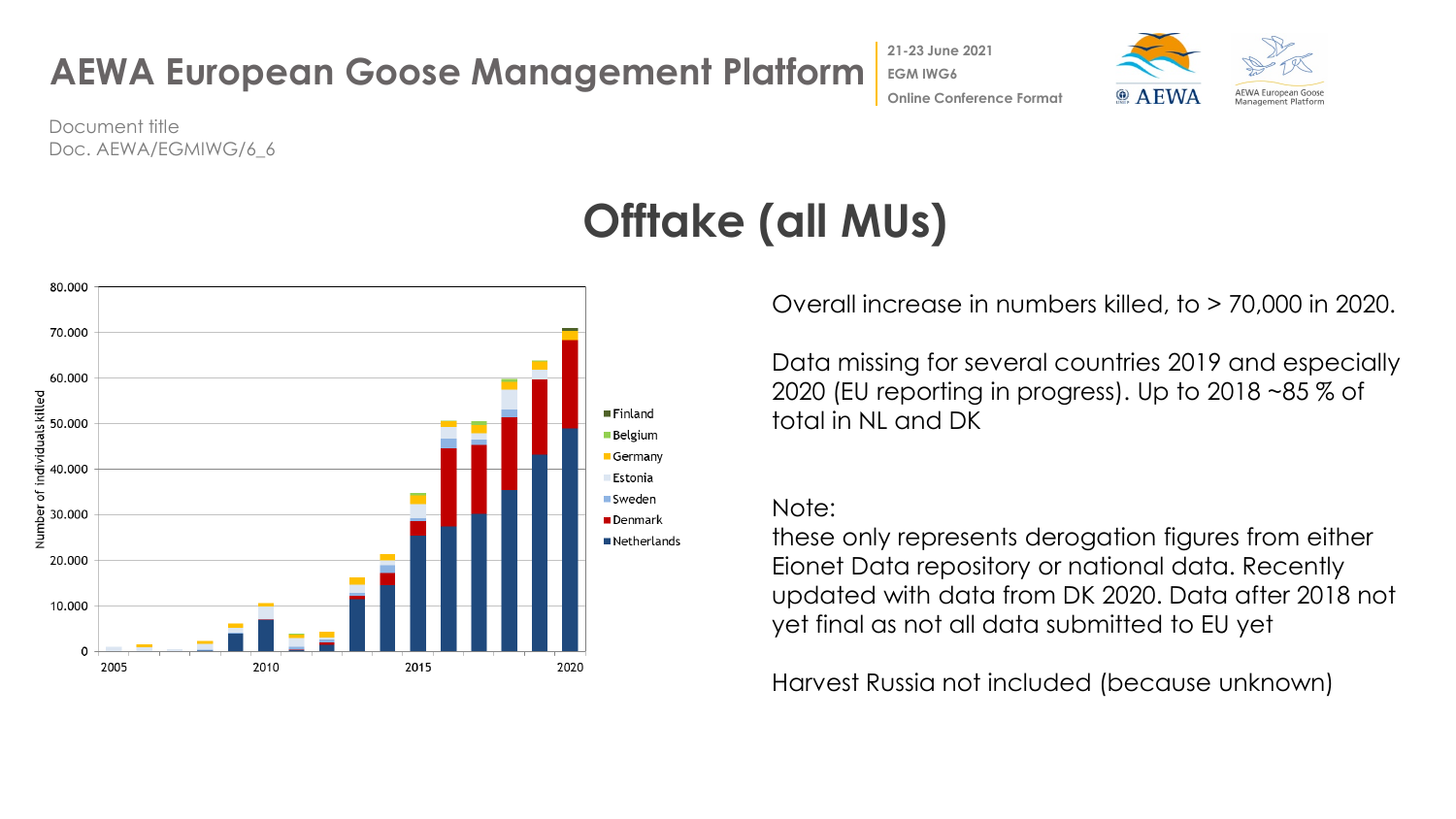Document title
Doc. AEWA/EGMIWG/6_6

# Offtake (all MUs)

Overall increase in numbers killed, to > 70,000 in 2020.

Data missing for several countries 2019 and especially 2020 (EU reporting in progress). Up to 2018 ~85 % of total in NL and DK

Note:
these only represents derogation figures from either Eionet Data repository or national data. Recently updated with data from DK 2020. Data after 2018 not yet final as not all data submitted to EU yet

Harvest Russia not included (because unknown)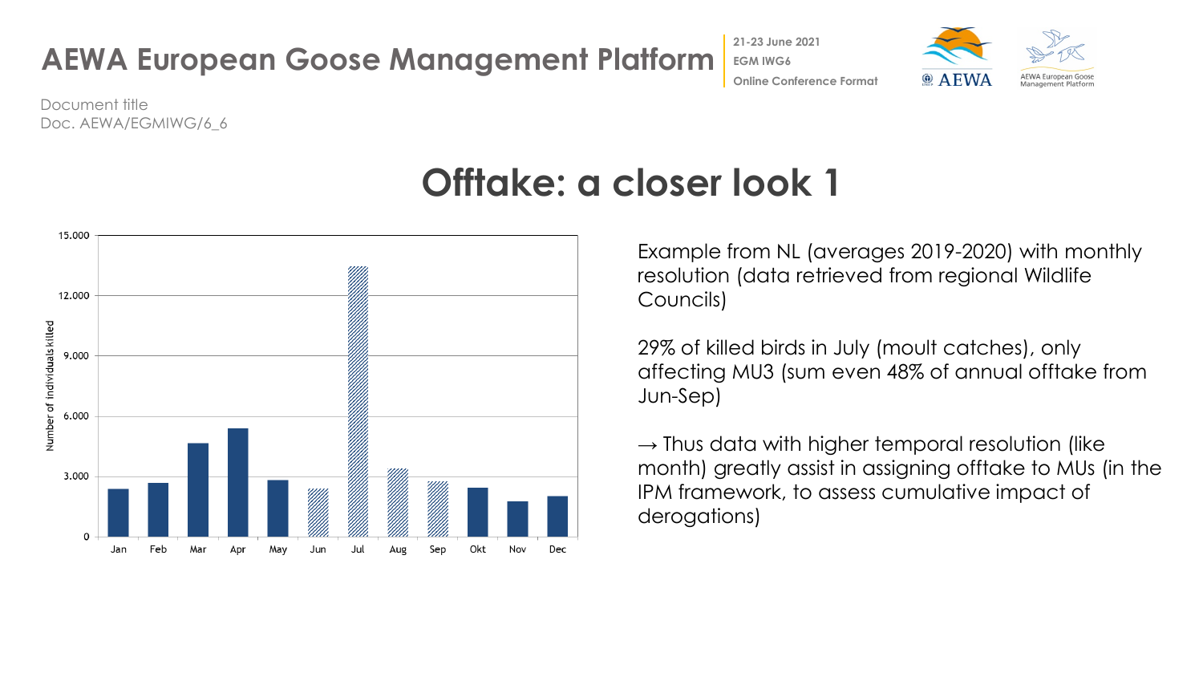# Offtake: a closer look 1

Example from NL (averages 2019-2020) with monthly resolution (data retrieved from regional Wildlife Councils)

29% of killed birds in July (moult catches), only affecting MU3 (sum even 48% of annual offtake from Jun-Sep)

→ Thus data with higher temporal resolution (like month) greatly assist in assigning offtake to MUs (in the IPM framework, to assess cumulative impact of derogations)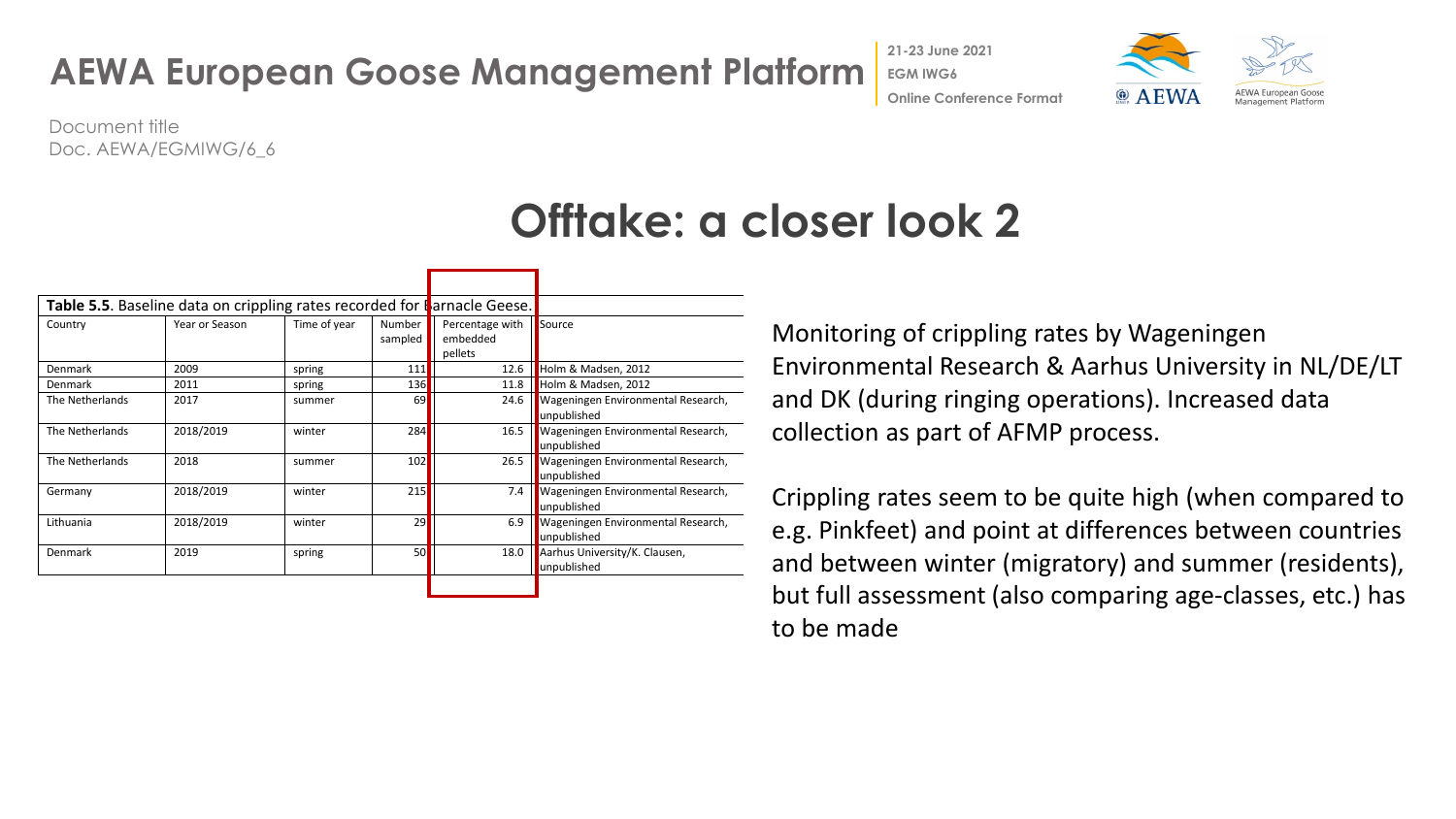Document title
Doc. AEWA/EGMIWG/6_6

# Offtake: a closer look 2

**Table 5.5**. Baseline data on crippling rates recorded for Barnacle Geese.

| Country | Year or Season | Time of year | Number sampled | Percentage with embedded pellets | Source |
|---|---|---|---|---|---|
| Denmark | 2009 | spring | 111 | 12.6 | Holm & Madsen, 2012 |
| Denmark | 2011 | spring | 136 | 11.8 | Holm & Madsen, 2012 |
| The Netherlands | 2017 | summer | 69 | 24.6 | Wageningen Environmental Research, unpublished |
| The Netherlands | 2018/2019 | winter | 284 | 16.5 | Wageningen Environmental Research, unpublished |
| The Netherlands | 2018 | summer | 102 | 26.5 | Wageningen Environmental Research, unpublished |
| Germany | 2018/2019 | winter | 215 | 7.4 | Wageningen Environmental Research, unpublished |
| Lithuania | 2018/2019 | winter | 29 | 6.9 | Wageningen Environmental Research, unpublished |
| Denmark | 2019 | spring | 50 | 18.0 | Aarhus University/K. Clausen, unpublished |

Monitoring of crippling rates by Wageningen Environmental Research & Aarhus University in NL/DE/LT and DK (during ringing operations). Increased data collection as part of AFMP process.

Crippling rates seem to be quite high (when compared to e.g. Pinkfeet) and point at differences between countries and between winter (migratory) and summer (residents), but full assessment (also comparing age-classes, etc.) has to be made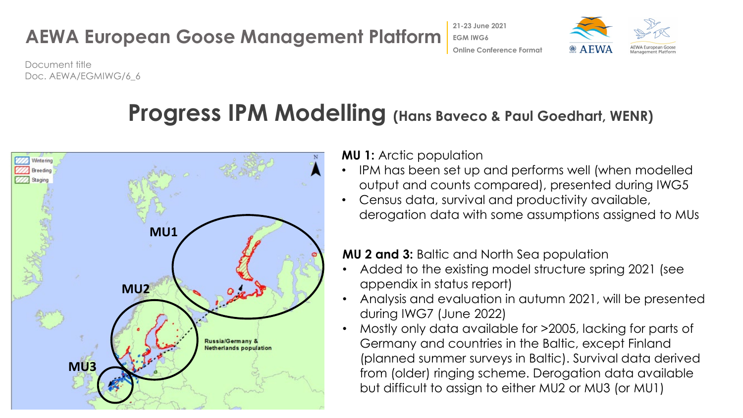# Progress IPM Modelling (Hans Baveco & Paul Goedhart, WENR)

**MU 1:** Arctic population

- IPM has been set up and performs well (when modelled output and counts compared), presented during IWG5
- Census data, survival and productivity available, derogation data with some assumptions assigned to MUs

**MU 2 and 3:** Baltic and North Sea population

- Added to the existing model structure spring 2021 (see appendix in status report)
- Analysis and evaluation in autumn 2021, will be presented during IWG7 (June 2022)
- Mostly only data available for >2005, lacking for parts of Germany and countries in the Baltic, except Finland (planned summer surveys in Baltic). Survival data derived from (older) ringing scheme. Derogation data available but difficult to assign to either MU2 or MU3 (or MU1)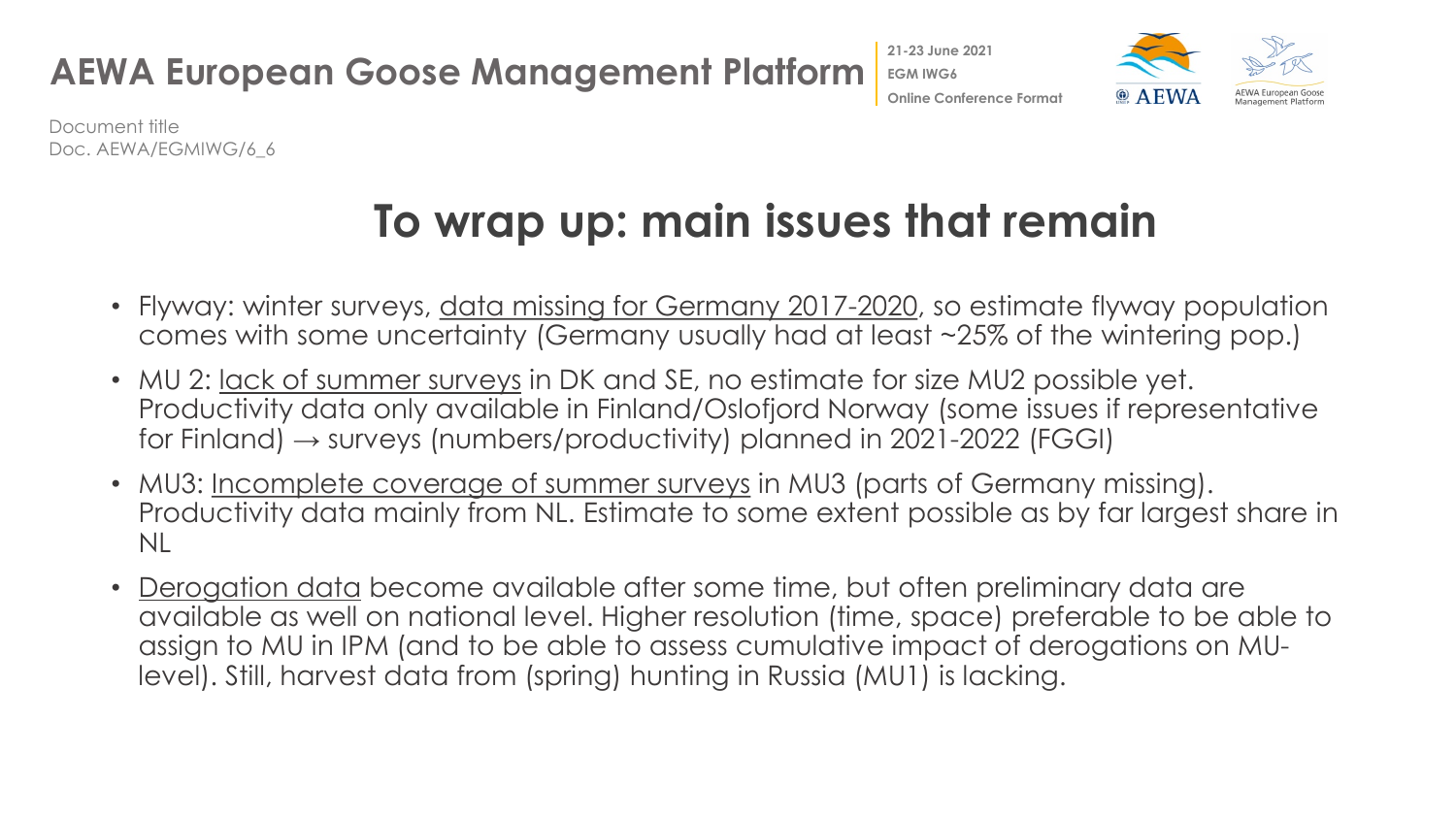# To wrap up: main issues that remain

- Flyway: winter surveys, data missing for Germany 2017-2020, so estimate flyway population comes with some uncertainty (Germany usually had at least ~25% of the wintering pop.)
- MU 2: lack of summer surveys in DK and SE, no estimate for size MU2 possible yet. Productivity data only available in Finland/Oslofjord Norway (some issues if representative for Finland) → surveys (numbers/productivity) planned in 2021-2022 (FGGI)
- MU3: Incomplete coverage of summer surveys in MU3 (parts of Germany missing). Productivity data mainly from NL. Estimate to some extent possible as by far largest share in NL
- Derogation data become available after some time, but often preliminary data are available as well on national level. Higher resolution (time, space) preferable to be able to assign to MU in IPM (and to be able to assess cumulative impact of derogations on MU-level). Still, harvest data from (spring) hunting in Russia (MU1) is lacking.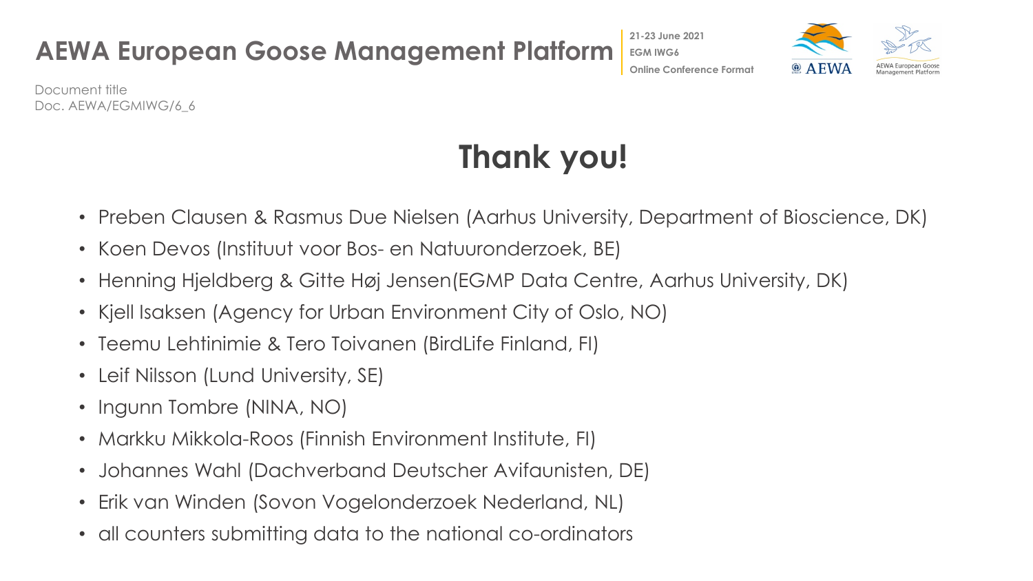# Thank you!

- Preben Clausen & Rasmus Due Nielsen (Aarhus University, Department of Bioscience, DK)
- Koen Devos (Instituut voor Bos- en Natuuronderzoek, BE)
- Henning Hjeldberg & Gitte Høj Jensen(EGMP Data Centre, Aarhus University, DK)
- Kjell Isaksen (Agency for Urban Environment City of Oslo, NO)
- Teemu Lehtinimie & Tero Toivanen (BirdLife Finland, FI)
- Leif Nilsson (Lund University, SE)
- Ingunn Tombre (NINA, NO)
- Markku Mikkola-Roos (Finnish Environment Institute, FI)
- Johannes Wahl (Dachverband Deutscher Avifaunisten, DE)
- Erik van Winden (Sovon Vogelonderzoek Nederland, NL)
- all counters submitting data to the national co-ordinators